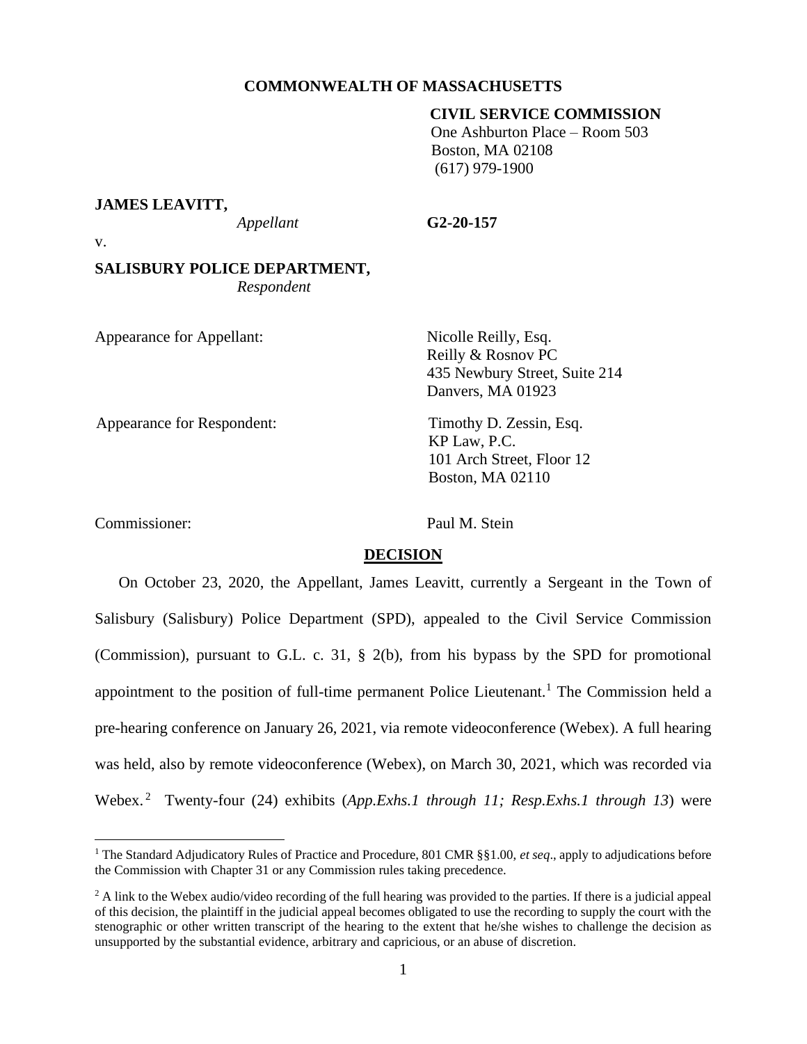**COMMONWEALTH OF MASSACHUSETTS**

**CIVIL SERVICE COMMISSION**
One Ashburton Place – Room 503
Boston, MA 02108
(617) 979-1900

**JAMES LEAVITT,**
*Appellant*

**G2-20-157**

v.

**SALISBURY POLICE DEPARTMENT,**
*Respondent*

Appearance for Appellant: Nicolle Reilly, Esq.
Reilly & Rosnov PC
435 Newbury Street, Suite 214
Danvers, MA 01923

Appearance for Respondent: Timothy D. Zessin, Esq.
KP Law, P.C.
101 Arch Street, Floor 12
Boston, MA 02110

Commissioner: Paul M. Stein

## DECISION

On October 23, 2020, the Appellant, James Leavitt, currently a Sergeant in the Town of Salisbury (Salisbury) Police Department (SPD), appealed to the Civil Service Commission (Commission), pursuant to G.L. c. 31, § 2(b), from his bypass by the SPD for promotional appointment to the position of full-time permanent Police Lieutenant.[1] The Commission held a pre-hearing conference on January 26, 2021, via remote videoconference (Webex). A full hearing was held, also by remote videoconference (Webex), on March 30, 2021, which was recorded via Webex.[2] Twenty-four (24) exhibits (*App.Exhs.1 through 11; Resp.Exhs.1 through 13*) were

[1] The Standard Adjudicatory Rules of Practice and Procedure, 801 CMR §§1.00, *et seq*., apply to adjudications before the Commission with Chapter 31 or any Commission rules taking precedence.

[2] A link to the Webex audio/video recording of the full hearing was provided to the parties. If there is a judicial appeal of this decision, the plaintiff in the judicial appeal becomes obligated to use the recording to supply the court with the stenographic or other written transcript of the hearing to the extent that he/she wishes to challenge the decision as unsupported by the substantial evidence, arbitrary and capricious, or an abuse of discretion.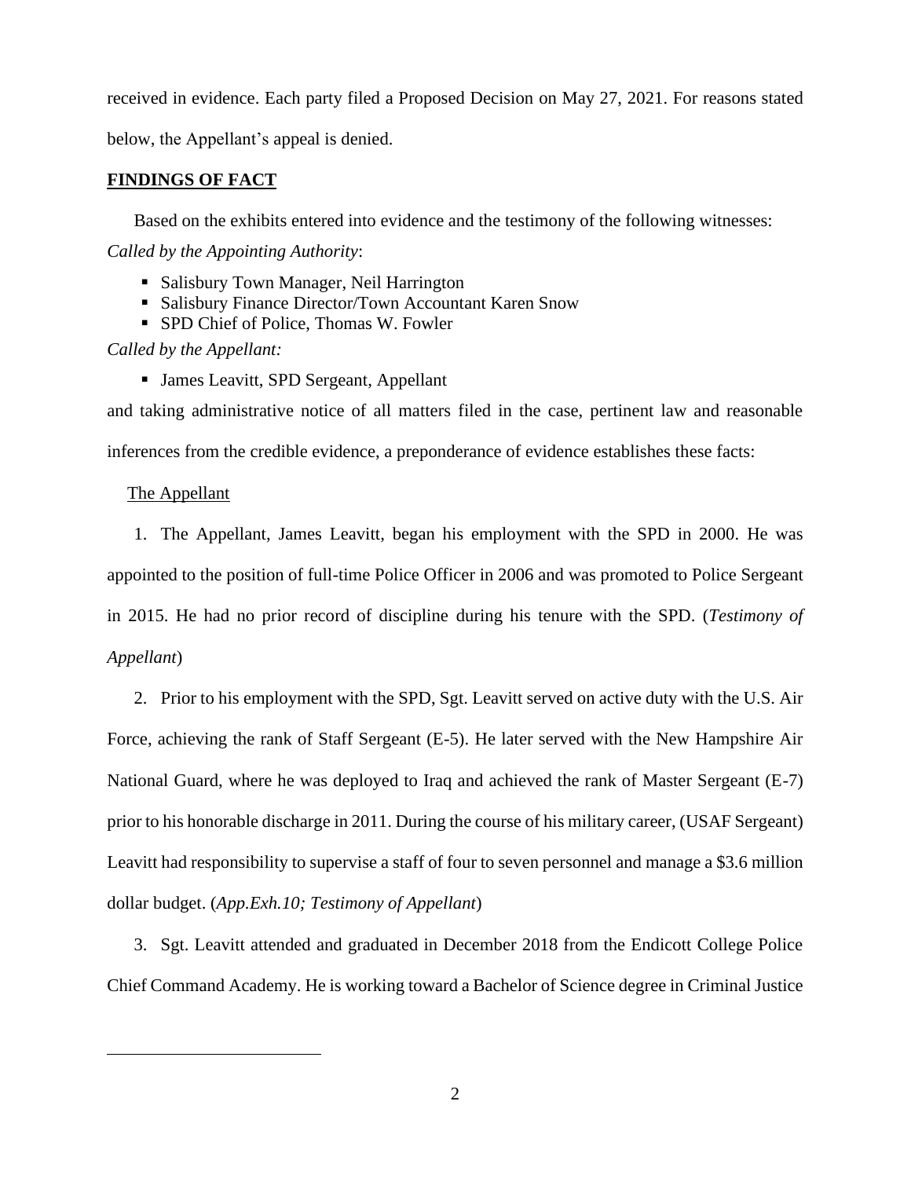received in evidence. Each party filed a Proposed Decision on May 27, 2021. For reasons stated below, the Appellant's appeal is denied.

## FINDINGS OF FACT

Based on the exhibits entered into evidence and the testimony of the following witnesses:

*Called by the Appointing Authority*:

- Salisbury Town Manager, Neil Harrington
- Salisbury Finance Director/Town Accountant Karen Snow
- SPD Chief of Police, Thomas W. Fowler

*Called by the Appellant:*

- James Leavitt, SPD Sergeant, Appellant

and taking administrative notice of all matters filed in the case, pertinent law and reasonable inferences from the credible evidence, a preponderance of evidence establishes these facts:

The Appellant

1. The Appellant, James Leavitt, began his employment with the SPD in 2000. He was appointed to the position of full-time Police Officer in 2006 and was promoted to Police Sergeant in 2015. He had no prior record of discipline during his tenure with the SPD. (*Testimony of Appellant*)

2. Prior to his employment with the SPD, Sgt. Leavitt served on active duty with the U.S. Air Force, achieving the rank of Staff Sergeant (E-5). He later served with the New Hampshire Air National Guard, where he was deployed to Iraq and achieved the rank of Master Sergeant (E-7) prior to his honorable discharge in 2011. During the course of his military career, (USAF Sergeant) Leavitt had responsibility to supervise a staff of four to seven personnel and manage a $3.6 million dollar budget. (*App.Exh.10; Testimony of Appellant*)

3. Sgt. Leavitt attended and graduated in December 2018 from the Endicott College Police Chief Command Academy. He is working toward a Bachelor of Science degree in Criminal Justice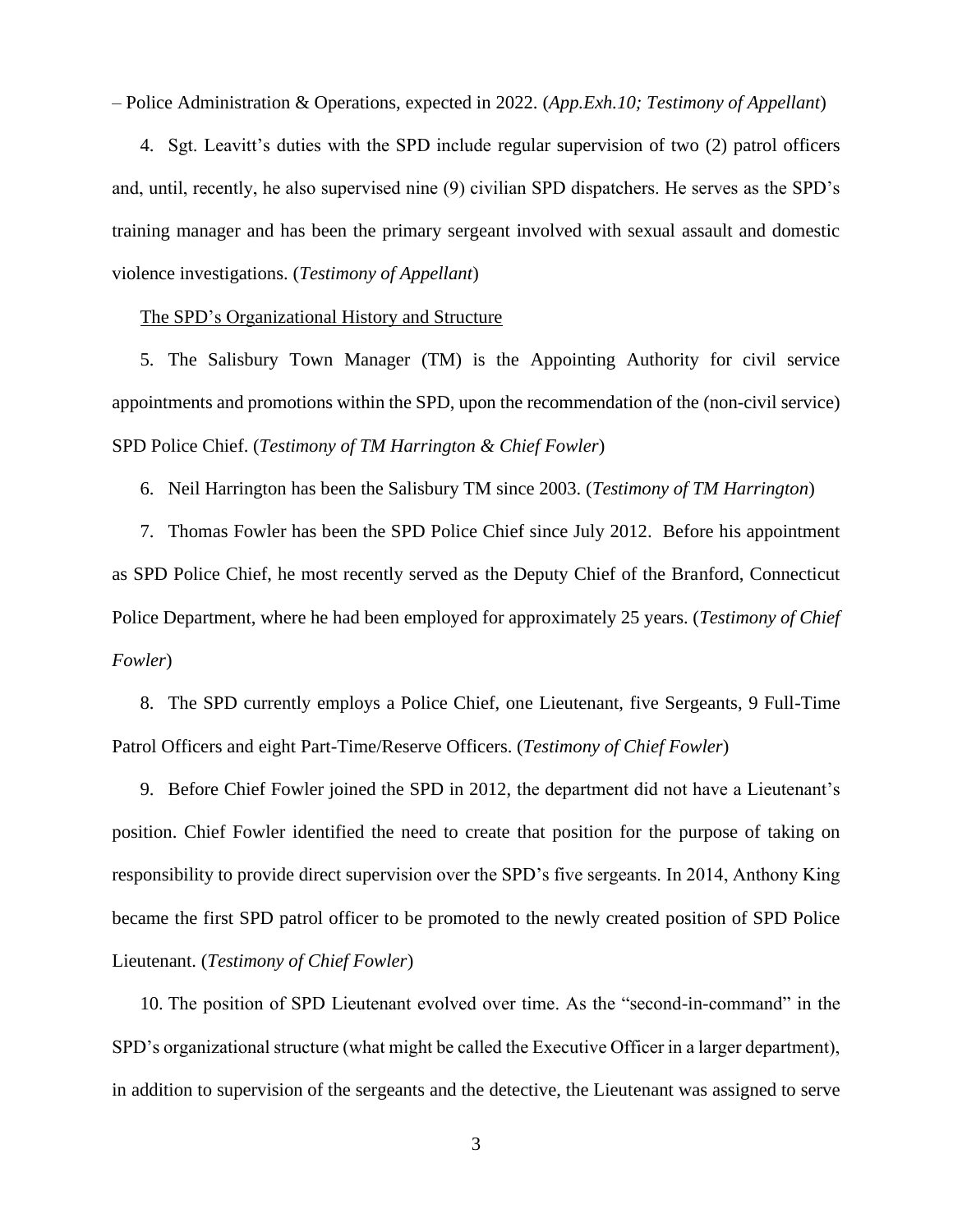– Police Administration & Operations, expected in 2022. (*App.Exh.10; Testimony of Appellant*)

4. Sgt. Leavitt's duties with the SPD include regular supervision of two (2) patrol officers and, until, recently, he also supervised nine (9) civilian SPD dispatchers. He serves as the SPD's training manager and has been the primary sergeant involved with sexual assault and domestic violence investigations. (*Testimony of Appellant*)

<u>The SPD's Organizational History and Structure</u>

5. The Salisbury Town Manager (TM) is the Appointing Authority for civil service appointments and promotions within the SPD, upon the recommendation of the (non-civil service) SPD Police Chief. (*Testimony of TM Harrington & Chief Fowler*)

6. Neil Harrington has been the Salisbury TM since 2003. (*Testimony of TM Harrington*)

7. Thomas Fowler has been the SPD Police Chief since July 2012. Before his appointment as SPD Police Chief, he most recently served as the Deputy Chief of the Branford, Connecticut Police Department, where he had been employed for approximately 25 years. (*Testimony of Chief Fowler*)

8. The SPD currently employs a Police Chief, one Lieutenant, five Sergeants, 9 Full-Time Patrol Officers and eight Part-Time/Reserve Officers. (*Testimony of Chief Fowler*)

9. Before Chief Fowler joined the SPD in 2012, the department did not have a Lieutenant's position. Chief Fowler identified the need to create that position for the purpose of taking on responsibility to provide direct supervision over the SPD's five sergeants. In 2014, Anthony King became the first SPD patrol officer to be promoted to the newly created position of SPD Police Lieutenant. (*Testimony of Chief Fowler*)

10. The position of SPD Lieutenant evolved over time. As the "second-in-command" in the SPD's organizational structure (what might be called the Executive Officer in a larger department), in addition to supervision of the sergeants and the detective, the Lieutenant was assigned to serve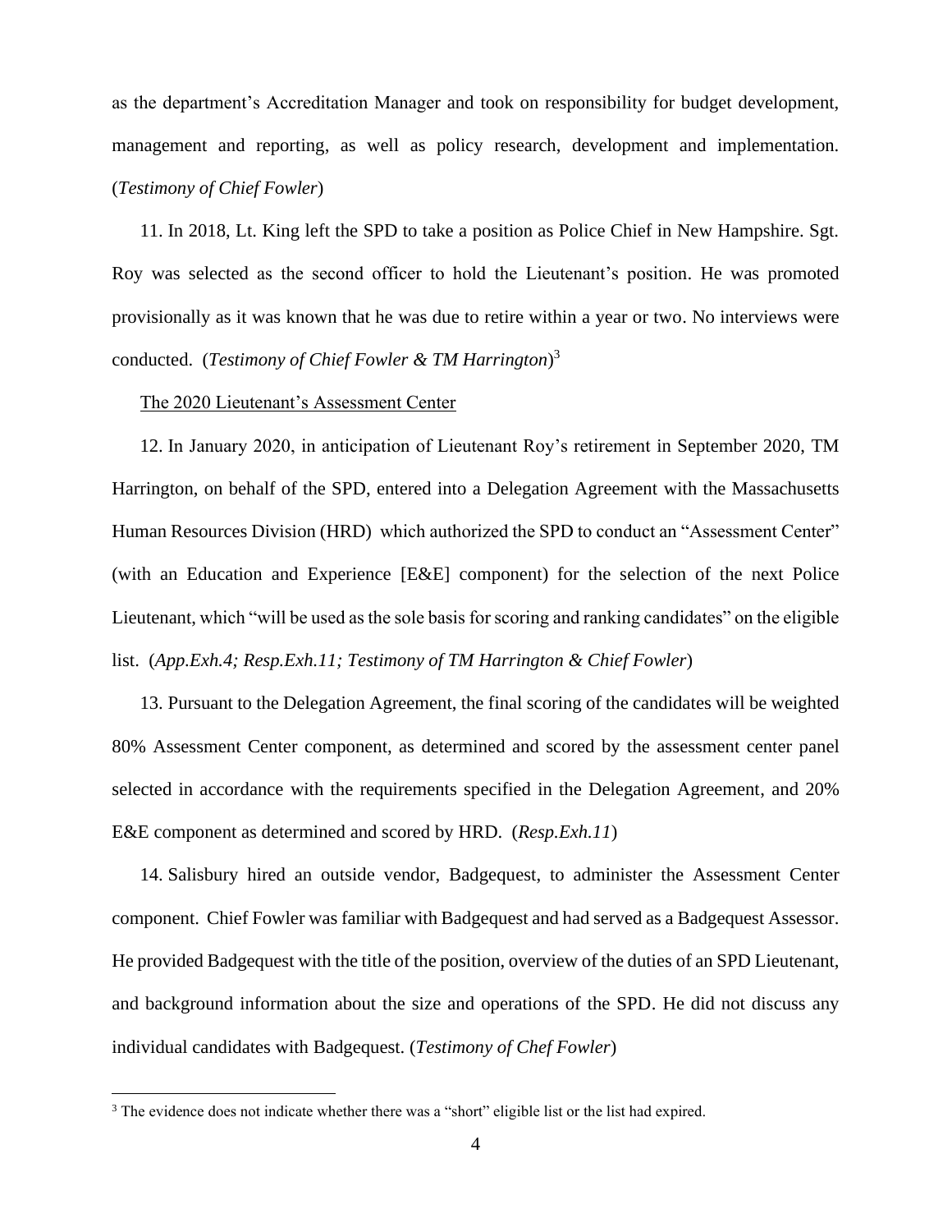as the department's Accreditation Manager and took on responsibility for budget development, management and reporting, as well as policy research, development and implementation. (*Testimony of Chief Fowler*)

11. In 2018, Lt. King left the SPD to take a position as Police Chief in New Hampshire. Sgt. Roy was selected as the second officer to hold the Lieutenant's position. He was promoted provisionally as it was known that he was due to retire within a year or two. No interviews were conducted. (*Testimony of Chief Fowler & TM Harrington*)[3]

The 2020 Lieutenant's Assessment Center

12. In January 2020, in anticipation of Lieutenant Roy's retirement in September 2020, TM Harrington, on behalf of the SPD, entered into a Delegation Agreement with the Massachusetts Human Resources Division (HRD) which authorized the SPD to conduct an "Assessment Center" (with an Education and Experience [E&E] component) for the selection of the next Police Lieutenant, which "will be used as the sole basis for scoring and ranking candidates" on the eligible list. (*App.Exh.4; Resp.Exh.11; Testimony of TM Harrington & Chief Fowler*)

13. Pursuant to the Delegation Agreement, the final scoring of the candidates will be weighted 80% Assessment Center component, as determined and scored by the assessment center panel selected in accordance with the requirements specified in the Delegation Agreement, and 20% E&E component as determined and scored by HRD. (*Resp.Exh.11*)

14. Salisbury hired an outside vendor, Badgequest, to administer the Assessment Center component. Chief Fowler was familiar with Badgequest and had served as a Badgequest Assessor. He provided Badgequest with the title of the position, overview of the duties of an SPD Lieutenant, and background information about the size and operations of the SPD. He did not discuss any individual candidates with Badgequest. (*Testimony of Chef Fowler*)

[3] The evidence does not indicate whether there was a "short" eligible list or the list had expired.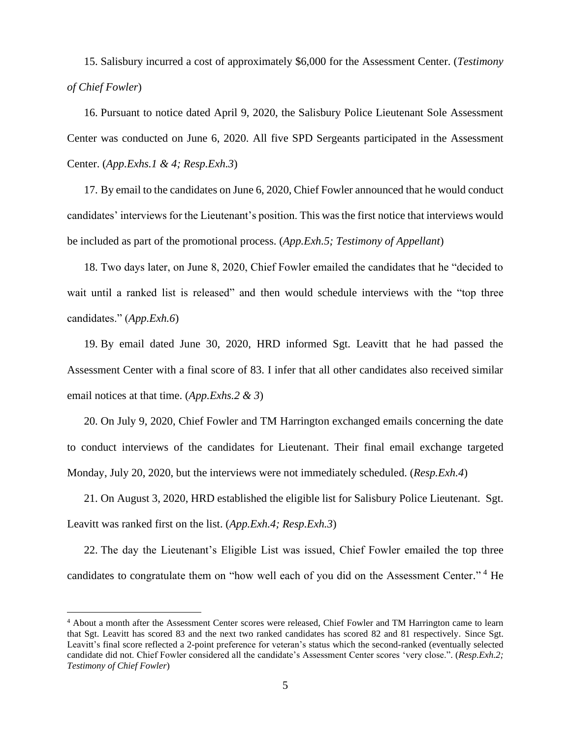15. Salisbury incurred a cost of approximately $6,000 for the Assessment Center. (*Testimony of Chief Fowler*)

16. Pursuant to notice dated April 9, 2020, the Salisbury Police Lieutenant Sole Assessment Center was conducted on June 6, 2020. All five SPD Sergeants participated in the Assessment Center. (*App.Exhs.1 & 4; Resp.Exh.3*)

17. By email to the candidates on June 6, 2020, Chief Fowler announced that he would conduct candidates' interviews for the Lieutenant's position. This was the first notice that interviews would be included as part of the promotional process. (*App.Exh.5; Testimony of Appellant*)

18. Two days later, on June 8, 2020, Chief Fowler emailed the candidates that he "decided to wait until a ranked list is released" and then would schedule interviews with the "top three candidates." (*App.Exh.6*)

19. By email dated June 30, 2020, HRD informed Sgt. Leavitt that he had passed the Assessment Center with a final score of 83. I infer that all other candidates also received similar email notices at that time. (*App.Exhs.2 & 3*)

20. On July 9, 2020, Chief Fowler and TM Harrington exchanged emails concerning the date to conduct interviews of the candidates for Lieutenant. Their final email exchange targeted Monday, July 20, 2020, but the interviews were not immediately scheduled. (*Resp.Exh.4*)

21. On August 3, 2020, HRD established the eligible list for Salisbury Police Lieutenant. Sgt. Leavitt was ranked first on the list. (*App.Exh.4; Resp.Exh.3*)

22. The day the Lieutenant's Eligible List was issued, Chief Fowler emailed the top three candidates to congratulate them on "how well each of you did on the Assessment Center." [4] He

---

[4] About a month after the Assessment Center scores were released, Chief Fowler and TM Harrington came to learn that Sgt. Leavitt has scored 83 and the next two ranked candidates has scored 82 and 81 respectively. Since Sgt. Leavitt's final score reflected a 2-point preference for veteran's status which the second-ranked (eventually selected candidate did not. Chief Fowler considered all the candidate's Assessment Center scores 'very close.". (*Resp.Exh.2; Testimony of Chief Fowler*)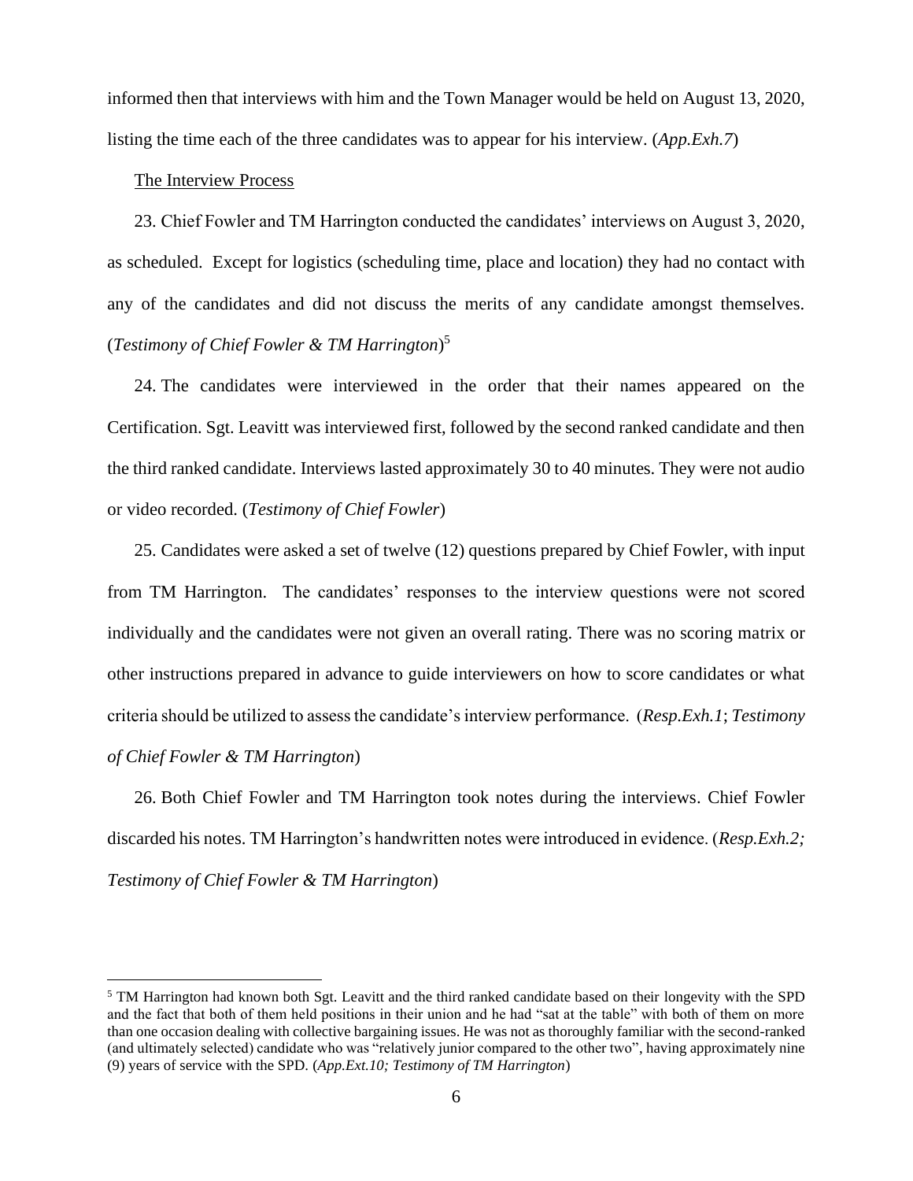informed then that interviews with him and the Town Manager would be held on August 13, 2020, listing the time each of the three candidates was to appear for his interview. (*App.Exh.7*)

<u>The Interview Process</u>

23. Chief Fowler and TM Harrington conducted the candidates' interviews on August 3, 2020, as scheduled. Except for logistics (scheduling time, place and location) they had no contact with any of the candidates and did not discuss the merits of any candidate amongst themselves. (*Testimony of Chief Fowler & TM Harrington*)[5]

24. The candidates were interviewed in the order that their names appeared on the Certification. Sgt. Leavitt was interviewed first, followed by the second ranked candidate and then the third ranked candidate. Interviews lasted approximately 30 to 40 minutes. They were not audio or video recorded. (*Testimony of Chief Fowler*)

25. Candidates were asked a set of twelve (12) questions prepared by Chief Fowler, with input from TM Harrington. The candidates' responses to the interview questions were not scored individually and the candidates were not given an overall rating. There was no scoring matrix or other instructions prepared in advance to guide interviewers on how to score candidates or what criteria should be utilized to assess the candidate's interview performance. (*Resp.Exh.1*; *Testimony of Chief Fowler & TM Harrington*)

26. Both Chief Fowler and TM Harrington took notes during the interviews. Chief Fowler discarded his notes. TM Harrington's handwritten notes were introduced in evidence. (*Resp.Exh.2; Testimony of Chief Fowler & TM Harrington*)

---

[5] TM Harrington had known both Sgt. Leavitt and the third ranked candidate based on their longevity with the SPD and the fact that both of them held positions in their union and he had "sat at the table" with both of them on more than one occasion dealing with collective bargaining issues. He was not as thoroughly familiar with the second-ranked (and ultimately selected) candidate who was "relatively junior compared to the other two", having approximately nine (9) years of service with the SPD. (*App.Ext.10; Testimony of TM Harrington*)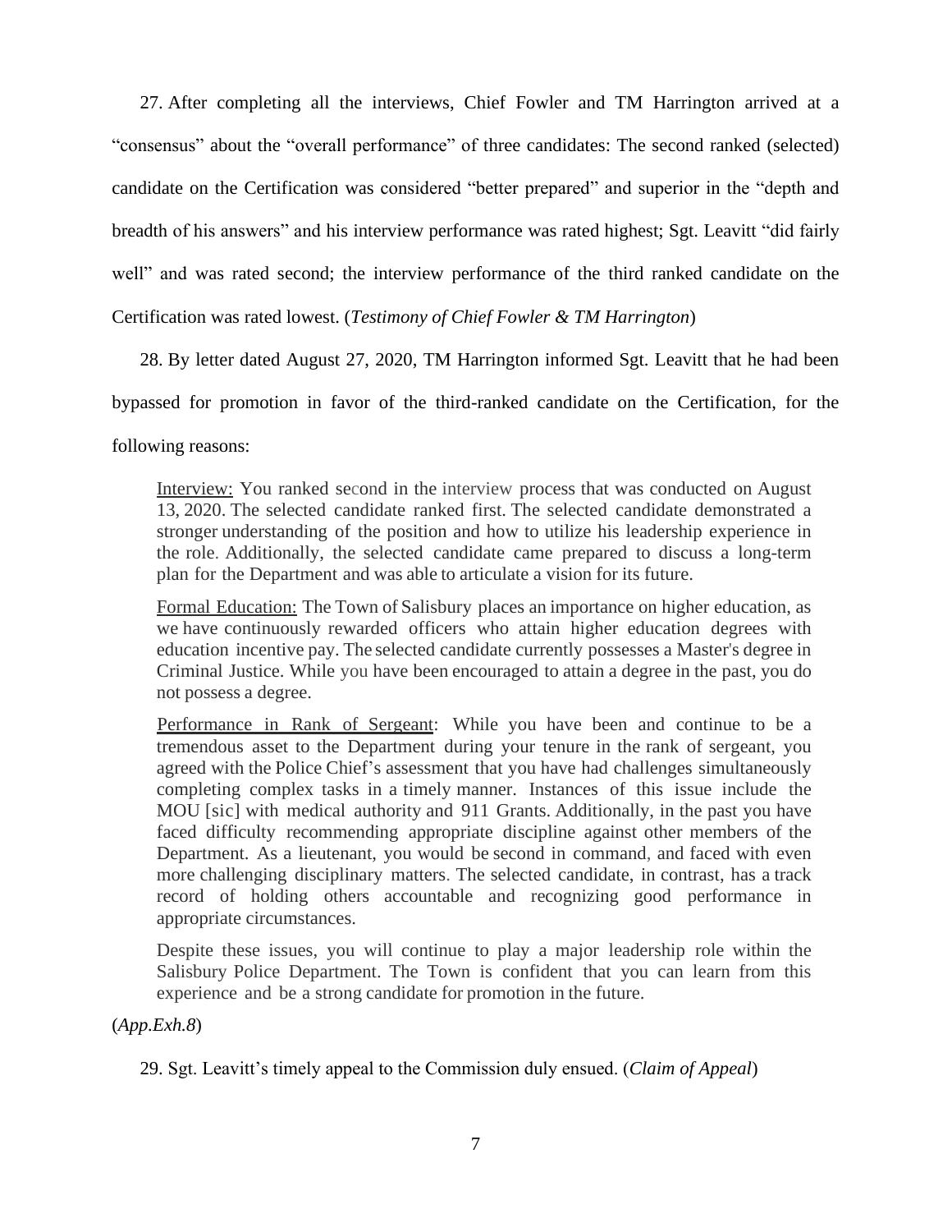27. After completing all the interviews, Chief Fowler and TM Harrington arrived at a "consensus" about the "overall performance" of three candidates: The second ranked (selected) candidate on the Certification was considered "better prepared" and superior in the "depth and breadth of his answers" and his interview performance was rated highest; Sgt. Leavitt "did fairly well" and was rated second; the interview performance of the third ranked candidate on the Certification was rated lowest. (*Testimony of Chief Fowler & TM Harrington*)

28. By letter dated August 27, 2020, TM Harrington informed Sgt. Leavitt that he had been bypassed for promotion in favor of the third-ranked candidate on the Certification, for the following reasons:

> <u>Interview:</u> You ranked second in the interview process that was conducted on August 13, 2020. The selected candidate ranked first. The selected candidate demonstrated a stronger understanding of the position and how to utilize his leadership experience in the role. Additionally, the selected candidate came prepared to discuss a long-term plan for the Department and was able to articulate a vision for its future.
>
> <u>Formal Education:</u> The Town of Salisbury places an importance on higher education, as we have continuously rewarded officers who attain higher education degrees with education incentive pay. The selected candidate currently possesses a Master's degree in Criminal Justice. While you have been encouraged to attain a degree in the past, you do not possess a degree.
>
> <u>Performance in Rank of Sergeant</u>: While you have been and continue to be a tremendous asset to the Department during your tenure in the rank of sergeant, you agreed with the Police Chief's assessment that you have had challenges simultaneously completing complex tasks in a timely manner. Instances of this issue include the MOU [sic] with medical authority and 911 Grants. Additionally, in the past you have faced difficulty recommending appropriate discipline against other members of the Department. As a lieutenant, you would be second in command, and faced with even more challenging disciplinary matters. The selected candidate, in contrast, has a track record of holding others accountable and recognizing good performance in appropriate circumstances.
>
> Despite these issues, you will continue to play a major leadership role within the Salisbury Police Department. The Town is confident that you can learn from this experience and be a strong candidate for promotion in the future.

(*App.Exh.8*)

29. Sgt. Leavitt's timely appeal to the Commission duly ensued. (*Claim of Appeal*)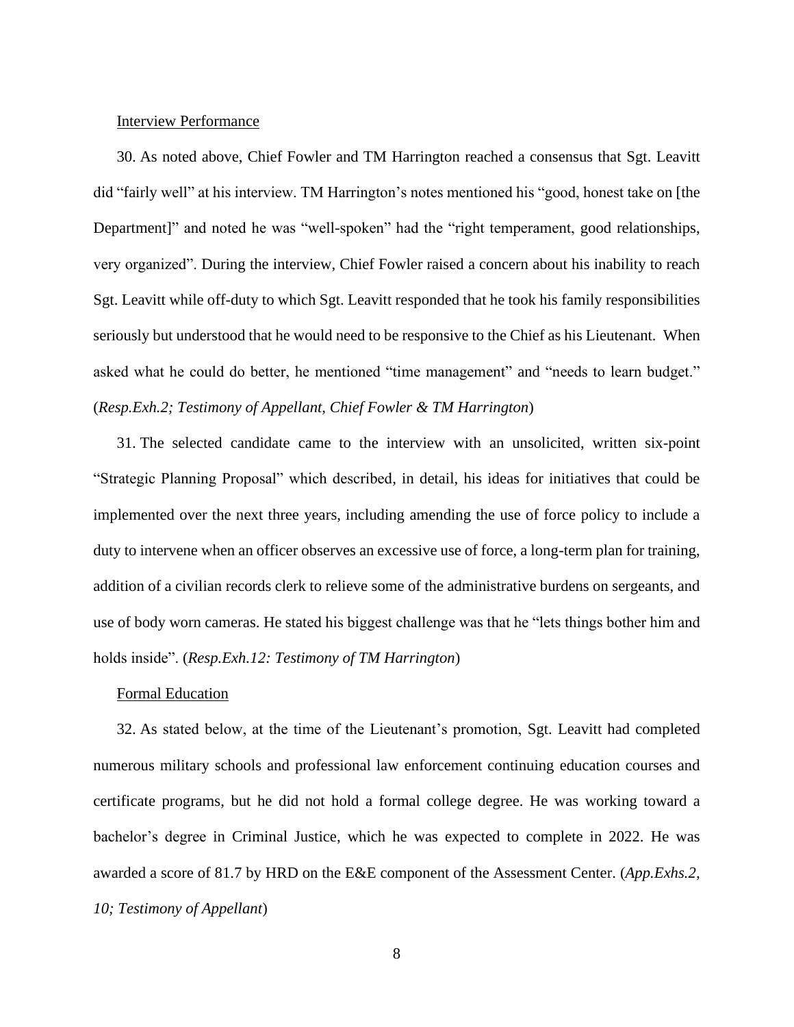Interview Performance

30. As noted above, Chief Fowler and TM Harrington reached a consensus that Sgt. Leavitt did "fairly well" at his interview. TM Harrington's notes mentioned his "good, honest take on [the Department]" and noted he was "well-spoken" had the "right temperament, good relationships, very organized". During the interview, Chief Fowler raised a concern about his inability to reach Sgt. Leavitt while off-duty to which Sgt. Leavitt responded that he took his family responsibilities seriously but understood that he would need to be responsive to the Chief as his Lieutenant. When asked what he could do better, he mentioned "time management" and "needs to learn budget." (*Resp.Exh.2; Testimony of Appellant, Chief Fowler & TM Harrington*)

31. The selected candidate came to the interview with an unsolicited, written six-point "Strategic Planning Proposal" which described, in detail, his ideas for initiatives that could be implemented over the next three years, including amending the use of force policy to include a duty to intervene when an officer observes an excessive use of force, a long-term plan for training, addition of a civilian records clerk to relieve some of the administrative burdens on sergeants, and use of body worn cameras. He stated his biggest challenge was that he "lets things bother him and holds inside". (*Resp.Exh.12: Testimony of TM Harrington*)

Formal Education

32. As stated below, at the time of the Lieutenant's promotion, Sgt. Leavitt had completed numerous military schools and professional law enforcement continuing education courses and certificate programs, but he did not hold a formal college degree. He was working toward a bachelor's degree in Criminal Justice, which he was expected to complete in 2022. He was awarded a score of 81.7 by HRD on the E&E component of the Assessment Center. (*App.Exhs.2, 10; Testimony of Appellant*)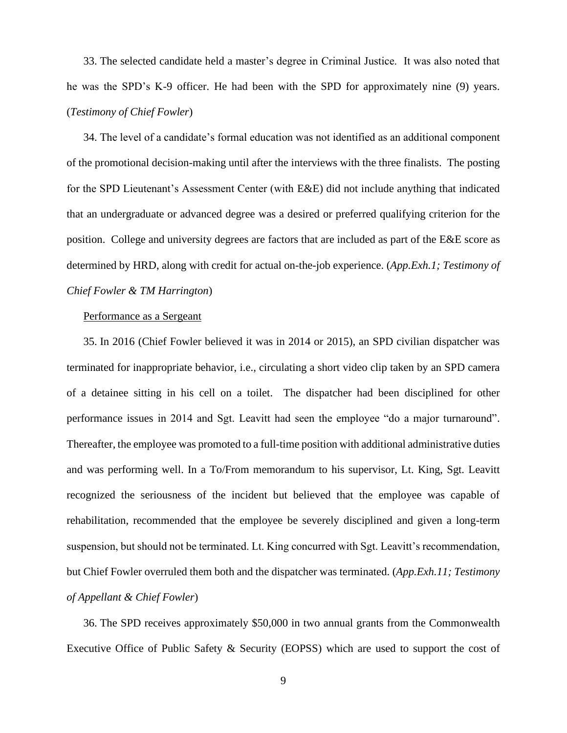33. The selected candidate held a master's degree in Criminal Justice. It was also noted that he was the SPD's K-9 officer. He had been with the SPD for approximately nine (9) years. (*Testimony of Chief Fowler*)

34. The level of a candidate's formal education was not identified as an additional component of the promotional decision-making until after the interviews with the three finalists. The posting for the SPD Lieutenant's Assessment Center (with E&E) did not include anything that indicated that an undergraduate or advanced degree was a desired or preferred qualifying criterion for the position. College and university degrees are factors that are included as part of the E&E score as determined by HRD, along with credit for actual on-the-job experience. (*App.Exh.1; Testimony of Chief Fowler & TM Harrington*)

Performance as a Sergeant

35. In 2016 (Chief Fowler believed it was in 2014 or 2015), an SPD civilian dispatcher was terminated for inappropriate behavior, i.e., circulating a short video clip taken by an SPD camera of a detainee sitting in his cell on a toilet. The dispatcher had been disciplined for other performance issues in 2014 and Sgt. Leavitt had seen the employee "do a major turnaround". Thereafter, the employee was promoted to a full-time position with additional administrative duties and was performing well. In a To/From memorandum to his supervisor, Lt. King, Sgt. Leavitt recognized the seriousness of the incident but believed that the employee was capable of rehabilitation, recommended that the employee be severely disciplined and given a long-term suspension, but should not be terminated. Lt. King concurred with Sgt. Leavitt's recommendation, but Chief Fowler overruled them both and the dispatcher was terminated. (*App.Exh.11; Testimony of Appellant & Chief Fowler*)

36. The SPD receives approximately $50,000 in two annual grants from the Commonwealth Executive Office of Public Safety & Security (EOPSS) which are used to support the cost of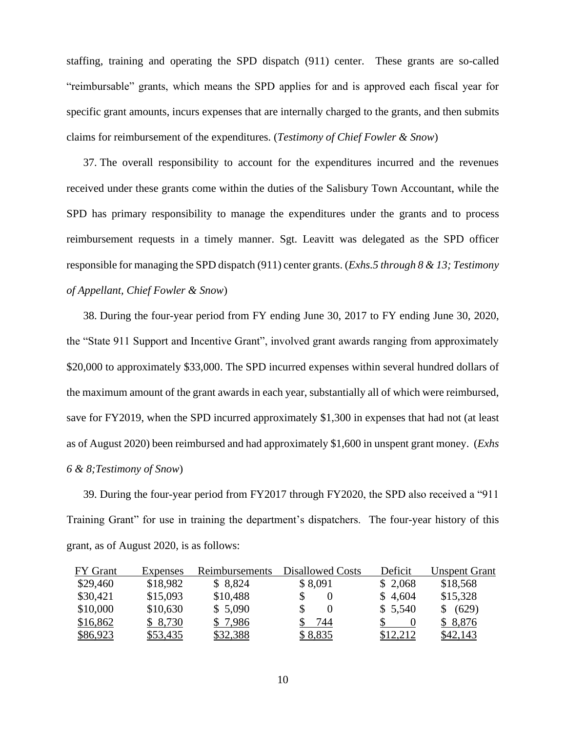staffing, training and operating the SPD dispatch (911) center. These grants are so-called "reimbursable" grants, which means the SPD applies for and is approved each fiscal year for specific grant amounts, incurs expenses that are internally charged to the grants, and then submits claims for reimbursement of the expenditures. (*Testimony of Chief Fowler & Snow*)

37. The overall responsibility to account for the expenditures incurred and the revenues received under these grants come within the duties of the Salisbury Town Accountant, while the SPD has primary responsibility to manage the expenditures under the grants and to process reimbursement requests in a timely manner. Sgt. Leavitt was delegated as the SPD officer responsible for managing the SPD dispatch (911) center grants. (*Exhs.5 through 8 & 13; Testimony of Appellant, Chief Fowler & Snow*)

38. During the four-year period from FY ending June 30, 2017 to FY ending June 30, 2020, the "State 911 Support and Incentive Grant", involved grant awards ranging from approximately \$20,000 to approximately \$33,000. The SPD incurred expenses within several hundred dollars of the maximum amount of the grant awards in each year, substantially all of which were reimbursed, save for FY2019, when the SPD incurred approximately \$1,300 in expenses that had not (at least as of August 2020) been reimbursed and had approximately \$1,600 in unspent grant money. (*Exhs 6 & 8;Testimony of Snow*)

39. During the four-year period from FY2017 through FY2020, the SPD also received a "911 Training Grant" for use in training the department's dispatchers. The four-year history of this grant, as of August 2020, is as follows:

| FY Grant | Expenses | Reimbursements | Disallowed Costs | Deficit | Unspent Grant |
|---|---|---|---|---|---|
| \$29,460 | \$18,982 | \$ 8,824 | \$ 8,091 | \$ 2,068 | \$18,568 |
| \$30,421 | \$15,093 | \$10,488 | \$ 0 | \$ 4,604 | \$15,328 |
| \$10,000 | \$10,630 | \$ 5,090 | \$ 0 | \$ 5,540 | \$ (629) |
| \$16,862 | \$ 8,730 | \$ 7,986 | \$ 744 | \$ 0 | \$ 8,876 |
| \$86,923 | \$53,435 | \$32,388 | \$ 8,835 | \$12,212 | \$42,143 |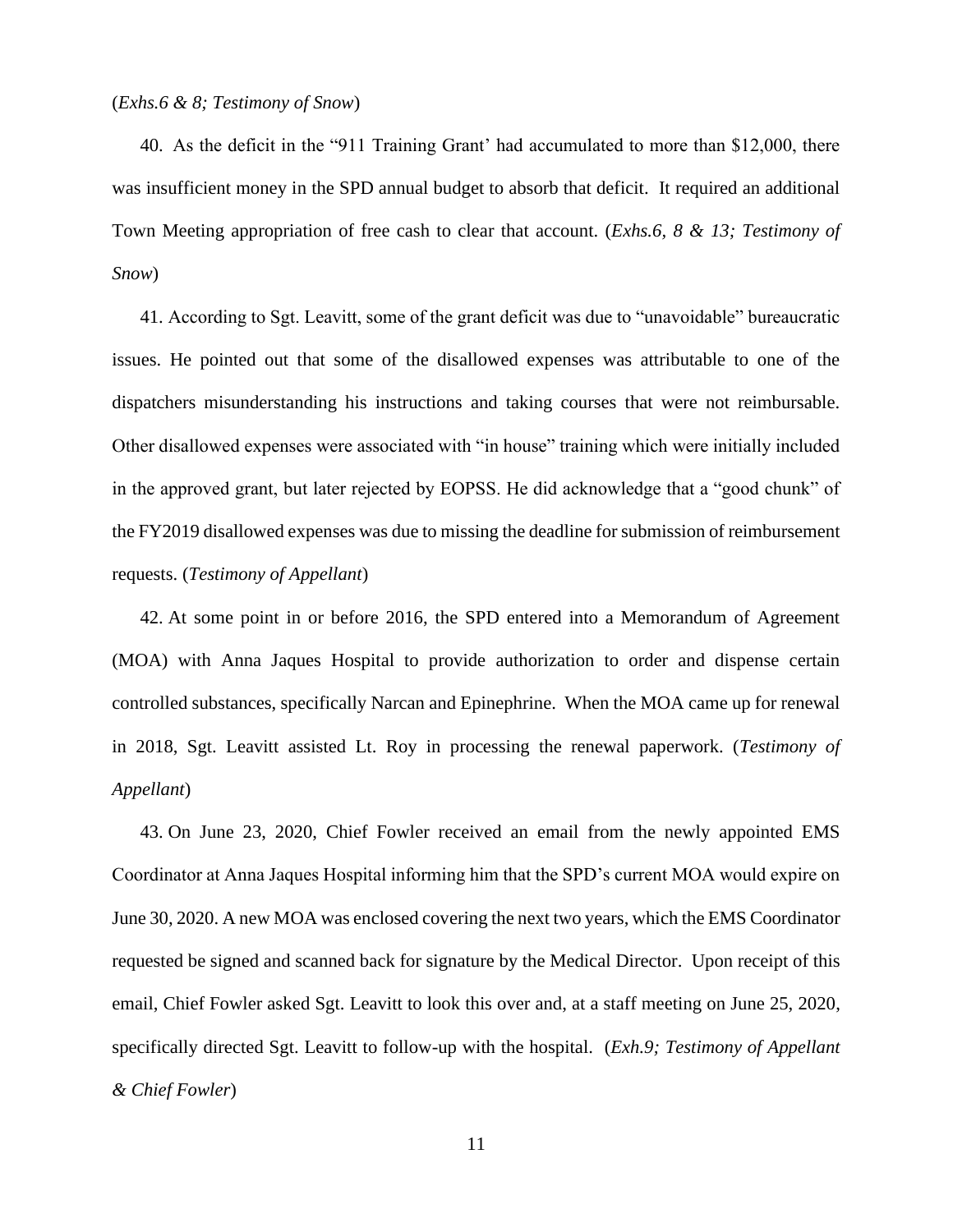(*Exhs.6 & 8; Testimony of Snow*)

40. As the deficit in the "911 Training Grant' had accumulated to more than $12,000, there was insufficient money in the SPD annual budget to absorb that deficit. It required an additional Town Meeting appropriation of free cash to clear that account. (*Exhs.6, 8 & 13; Testimony of Snow*)

41. According to Sgt. Leavitt, some of the grant deficit was due to "unavoidable" bureaucratic issues. He pointed out that some of the disallowed expenses was attributable to one of the dispatchers misunderstanding his instructions and taking courses that were not reimbursable. Other disallowed expenses were associated with "in house" training which were initially included in the approved grant, but later rejected by EOPSS. He did acknowledge that a "good chunk" of the FY2019 disallowed expenses was due to missing the deadline for submission of reimbursement requests. (*Testimony of Appellant*)

42. At some point in or before 2016, the SPD entered into a Memorandum of Agreement (MOA) with Anna Jaques Hospital to provide authorization to order and dispense certain controlled substances, specifically Narcan and Epinephrine. When the MOA came up for renewal in 2018, Sgt. Leavitt assisted Lt. Roy in processing the renewal paperwork. (*Testimony of Appellant*)

43. On June 23, 2020, Chief Fowler received an email from the newly appointed EMS Coordinator at Anna Jaques Hospital informing him that the SPD's current MOA would expire on June 30, 2020. A new MOA was enclosed covering the next two years, which the EMS Coordinator requested be signed and scanned back for signature by the Medical Director. Upon receipt of this email, Chief Fowler asked Sgt. Leavitt to look this over and, at a staff meeting on June 25, 2020, specifically directed Sgt. Leavitt to follow-up with the hospital. (*Exh.9; Testimony of Appellant & Chief Fowler*)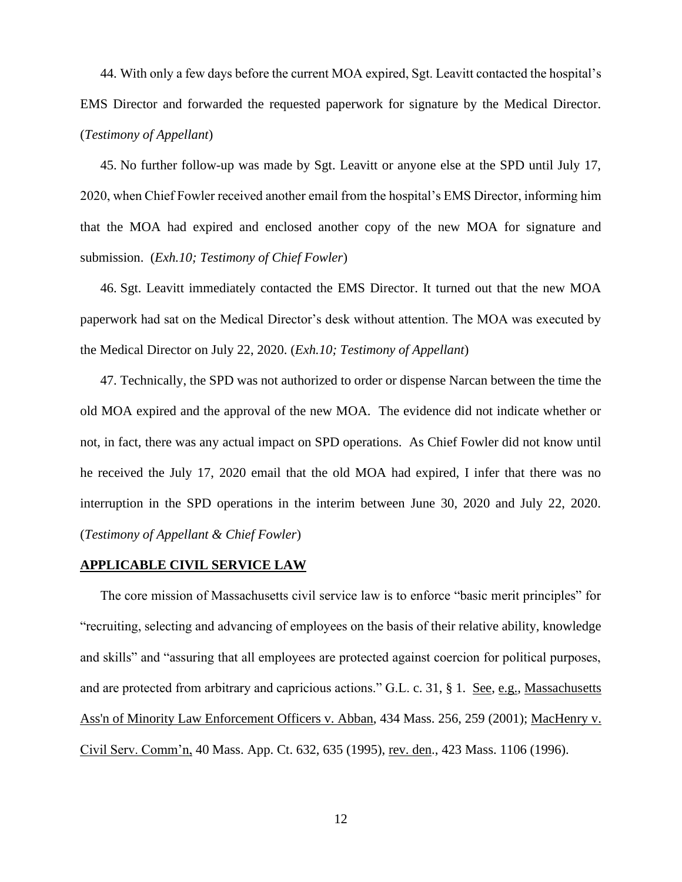44. With only a few days before the current MOA expired, Sgt. Leavitt contacted the hospital's EMS Director and forwarded the requested paperwork for signature by the Medical Director. (*Testimony of Appellant*)

45. No further follow-up was made by Sgt. Leavitt or anyone else at the SPD until July 17, 2020, when Chief Fowler received another email from the hospital's EMS Director, informing him that the MOA had expired and enclosed another copy of the new MOA for signature and submission. (*Exh.10; Testimony of Chief Fowler*)

46. Sgt. Leavitt immediately contacted the EMS Director. It turned out that the new MOA paperwork had sat on the Medical Director's desk without attention. The MOA was executed by the Medical Director on July 22, 2020. (*Exh.10; Testimony of Appellant*)

47. Technically, the SPD was not authorized to order or dispense Narcan between the time the old MOA expired and the approval of the new MOA. The evidence did not indicate whether or not, in fact, there was any actual impact on SPD operations. As Chief Fowler did not know until he received the July 17, 2020 email that the old MOA had expired, I infer that there was no interruption in the SPD operations in the interim between June 30, 2020 and July 22, 2020. (*Testimony of Appellant & Chief Fowler*)

## APPLICABLE CIVIL SERVICE LAW

The core mission of Massachusetts civil service law is to enforce "basic merit principles" for "recruiting, selecting and advancing of employees on the basis of their relative ability, knowledge and skills" and "assuring that all employees are protected against coercion for political purposes, and are protected from arbitrary and capricious actions." G.L. c. 31, § 1. See, e.g., Massachusetts Ass'n of Minority Law Enforcement Officers v. Abban, 434 Mass. 256, 259 (2001); MacHenry v. Civil Serv. Comm'n, 40 Mass. App. Ct. 632, 635 (1995), rev. den., 423 Mass. 1106 (1996).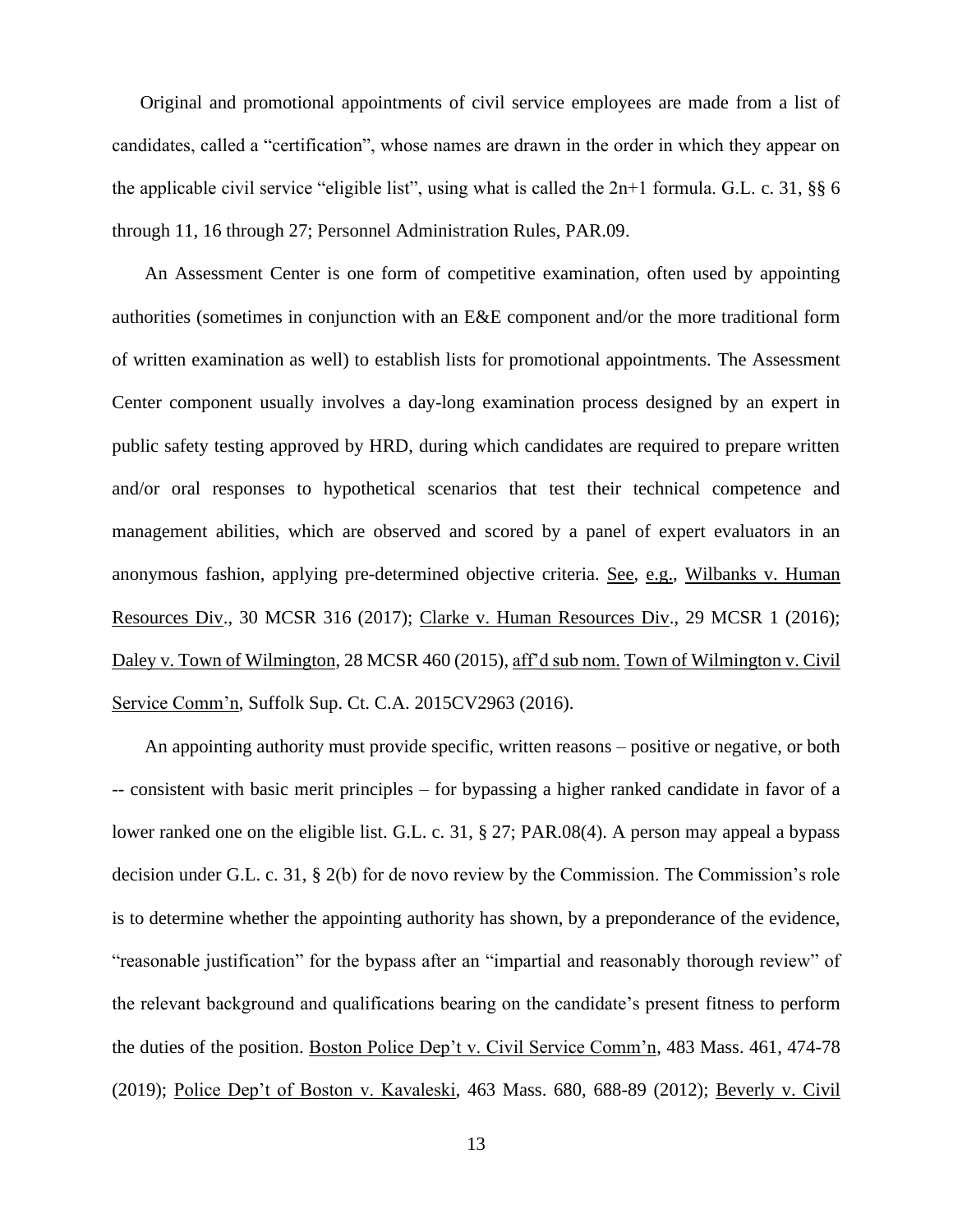Original and promotional appointments of civil service employees are made from a list of candidates, called a "certification", whose names are drawn in the order in which they appear on the applicable civil service "eligible list", using what is called the 2n+1 formula. G.L. c. 31, §§ 6 through 11, 16 through 27; Personnel Administration Rules, PAR.09.

An Assessment Center is one form of competitive examination, often used by appointing authorities (sometimes in conjunction with an E&E component and/or the more traditional form of written examination as well) to establish lists for promotional appointments. The Assessment Center component usually involves a day-long examination process designed by an expert in public safety testing approved by HRD, during which candidates are required to prepare written and/or oral responses to hypothetical scenarios that test their technical competence and management abilities, which are observed and scored by a panel of expert evaluators in an anonymous fashion, applying pre-determined objective criteria. See, e.g., Wilbanks v. Human Resources Div., 30 MCSR 316 (2017); Clarke v. Human Resources Div., 29 MCSR 1 (2016); Daley v. Town of Wilmington, 28 MCSR 460 (2015), aff'd sub nom. Town of Wilmington v. Civil Service Comm'n, Suffolk Sup. Ct. C.A. 2015CV2963 (2016).

An appointing authority must provide specific, written reasons – positive or negative, or both -- consistent with basic merit principles – for bypassing a higher ranked candidate in favor of a lower ranked one on the eligible list. G.L. c. 31, § 27; PAR.08(4). A person may appeal a bypass decision under G.L. c. 31, § 2(b) for de novo review by the Commission. The Commission's role is to determine whether the appointing authority has shown, by a preponderance of the evidence, "reasonable justification" for the bypass after an "impartial and reasonably thorough review" of the relevant background and qualifications bearing on the candidate's present fitness to perform the duties of the position. Boston Police Dep't v. Civil Service Comm'n, 483 Mass. 461, 474-78 (2019); Police Dep't of Boston v. Kavaleski, 463 Mass. 680, 688-89 (2012); Beverly v. Civil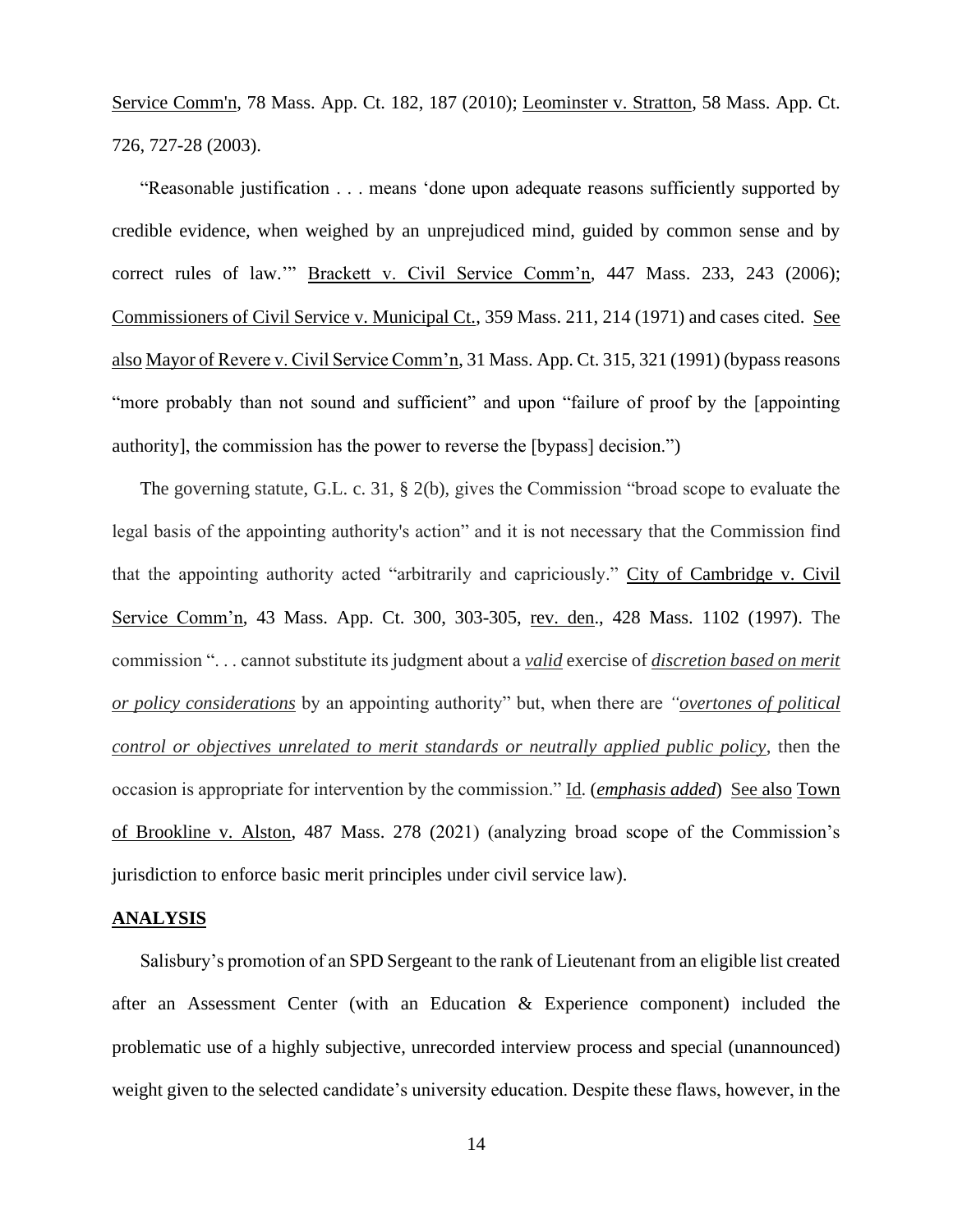Service Comm'n, 78 Mass. App. Ct. 182, 187 (2010); Leominster v. Stratton, 58 Mass. App. Ct. 726, 727-28 (2003).

"Reasonable justification . . . means 'done upon adequate reasons sufficiently supported by credible evidence, when weighed by an unprejudiced mind, guided by common sense and by correct rules of law.'" Brackett v. Civil Service Comm'n, 447 Mass. 233, 243 (2006); Commissioners of Civil Service v. Municipal Ct., 359 Mass. 211, 214 (1971) and cases cited. See also Mayor of Revere v. Civil Service Comm'n, 31 Mass. App. Ct. 315, 321 (1991) (bypass reasons "more probably than not sound and sufficient" and upon "failure of proof by the [appointing authority], the commission has the power to reverse the [bypass] decision.")

The governing statute, G.L. c. 31, § 2(b), gives the Commission "broad scope to evaluate the legal basis of the appointing authority's action" and it is not necessary that the Commission find that the appointing authority acted "arbitrarily and capriciously." City of Cambridge v. Civil Service Comm'n, 43 Mass. App. Ct. 300, 303-305, rev. den., 428 Mass. 1102 (1997). The commission ". . . cannot substitute its judgment about a ***valid*** exercise of ***discretion based on merit or policy considerations*** by an appointing authority" but, when there are *"**overtones of political control or objectives unrelated to merit standards or neutrally applied public policy**,* then the occasion is appropriate for intervention by the commission." Id. (***emphasis added***) See also Town of Brookline v. Alston, 487 Mass. 278 (2021) (analyzing broad scope of the Commission's jurisdiction to enforce basic merit principles under civil service law).

## ANALYSIS

Salisbury's promotion of an SPD Sergeant to the rank of Lieutenant from an eligible list created after an Assessment Center (with an Education & Experience component) included the problematic use of a highly subjective, unrecorded interview process and special (unannounced) weight given to the selected candidate's university education. Despite these flaws, however, in the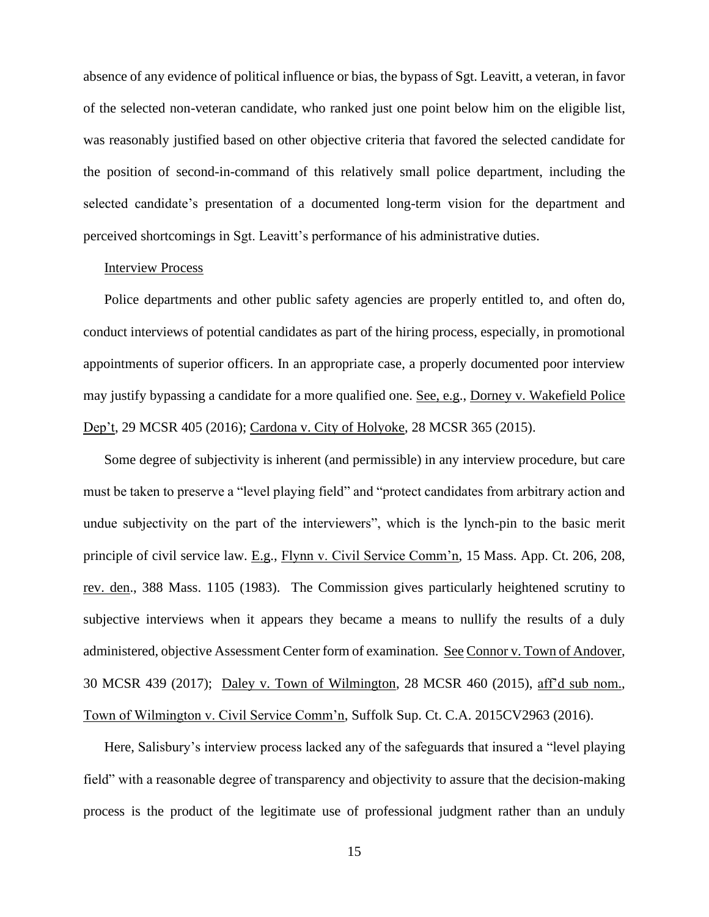absence of any evidence of political influence or bias, the bypass of Sgt. Leavitt, a veteran, in favor of the selected non-veteran candidate, who ranked just one point below him on the eligible list, was reasonably justified based on other objective criteria that favored the selected candidate for the position of second-in-command of this relatively small police department, including the selected candidate's presentation of a documented long-term vision for the department and perceived shortcomings in Sgt. Leavitt's performance of his administrative duties.

Interview Process

Police departments and other public safety agencies are properly entitled to, and often do, conduct interviews of potential candidates as part of the hiring process, especially, in promotional appointments of superior officers. In an appropriate case, a properly documented poor interview may justify bypassing a candidate for a more qualified one. See, e.g., Dorney v. Wakefield Police Dep't, 29 MCSR 405 (2016); Cardona v. City of Holyoke, 28 MCSR 365 (2015).

Some degree of subjectivity is inherent (and permissible) in any interview procedure, but care must be taken to preserve a "level playing field" and "protect candidates from arbitrary action and undue subjectivity on the part of the interviewers", which is the lynch-pin to the basic merit principle of civil service law. E.g., Flynn v. Civil Service Comm'n, 15 Mass. App. Ct. 206, 208, rev. den., 388 Mass. 1105 (1983). The Commission gives particularly heightened scrutiny to subjective interviews when it appears they became a means to nullify the results of a duly administered, objective Assessment Center form of examination. See Connor v. Town of Andover, 30 MCSR 439 (2017); Daley v. Town of Wilmington, 28 MCSR 460 (2015), aff'd sub nom., Town of Wilmington v. Civil Service Comm'n, Suffolk Sup. Ct. C.A. 2015CV2963 (2016).

Here, Salisbury's interview process lacked any of the safeguards that insured a "level playing field" with a reasonable degree of transparency and objectivity to assure that the decision-making process is the product of the legitimate use of professional judgment rather than an unduly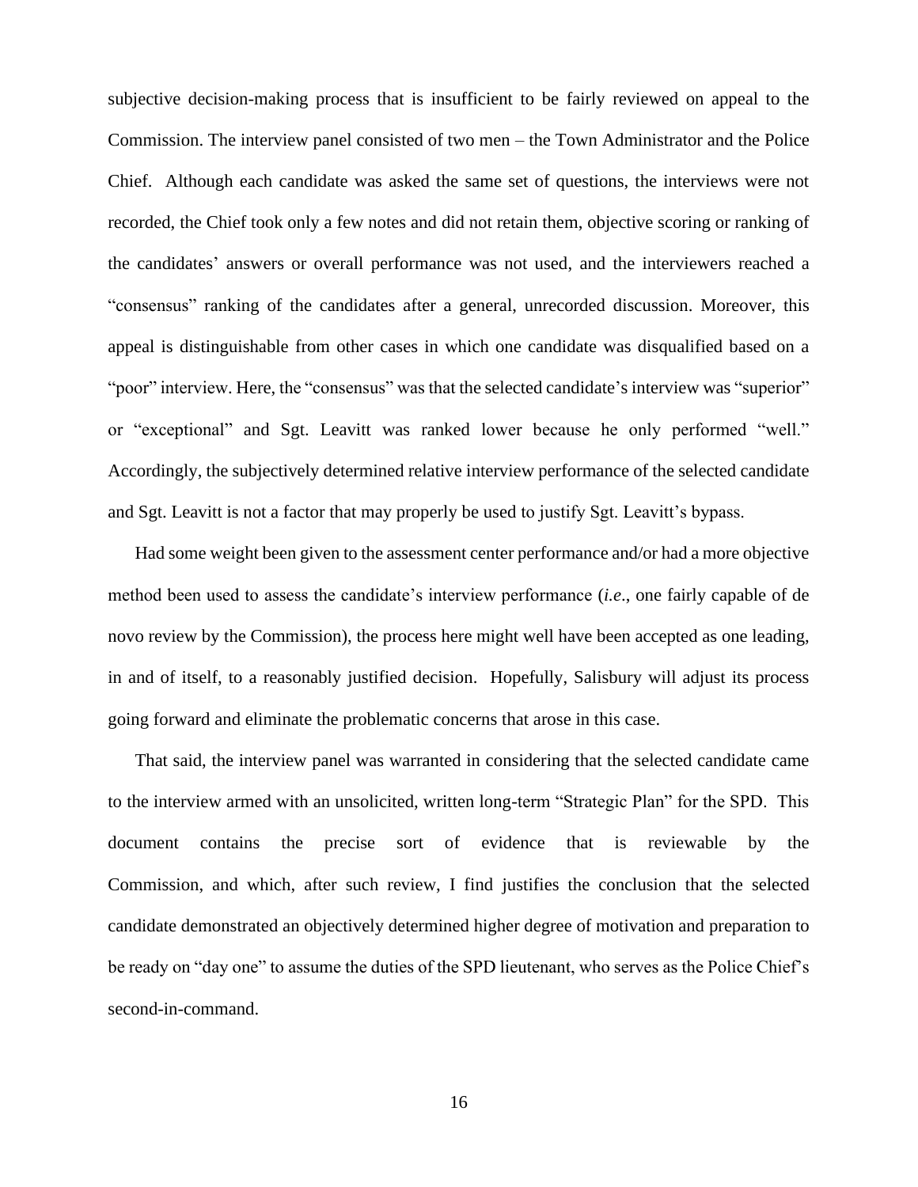subjective decision-making process that is insufficient to be fairly reviewed on appeal to the Commission. The interview panel consisted of two men – the Town Administrator and the Police Chief. Although each candidate was asked the same set of questions, the interviews were not recorded, the Chief took only a few notes and did not retain them, objective scoring or ranking of the candidates' answers or overall performance was not used, and the interviewers reached a "consensus" ranking of the candidates after a general, unrecorded discussion. Moreover, this appeal is distinguishable from other cases in which one candidate was disqualified based on a "poor" interview. Here, the "consensus" was that the selected candidate's interview was "superior" or "exceptional" and Sgt. Leavitt was ranked lower because he only performed "well." Accordingly, the subjectively determined relative interview performance of the selected candidate and Sgt. Leavitt is not a factor that may properly be used to justify Sgt. Leavitt's bypass.

Had some weight been given to the assessment center performance and/or had a more objective method been used to assess the candidate's interview performance (*i.e*., one fairly capable of de novo review by the Commission), the process here might well have been accepted as one leading, in and of itself, to a reasonably justified decision. Hopefully, Salisbury will adjust its process going forward and eliminate the problematic concerns that arose in this case.

That said, the interview panel was warranted in considering that the selected candidate came to the interview armed with an unsolicited, written long-term "Strategic Plan" for the SPD. This document contains the precise sort of evidence that is reviewable by the Commission, and which, after such review, I find justifies the conclusion that the selected candidate demonstrated an objectively determined higher degree of motivation and preparation to be ready on "day one" to assume the duties of the SPD lieutenant, who serves as the Police Chief's second-in-command.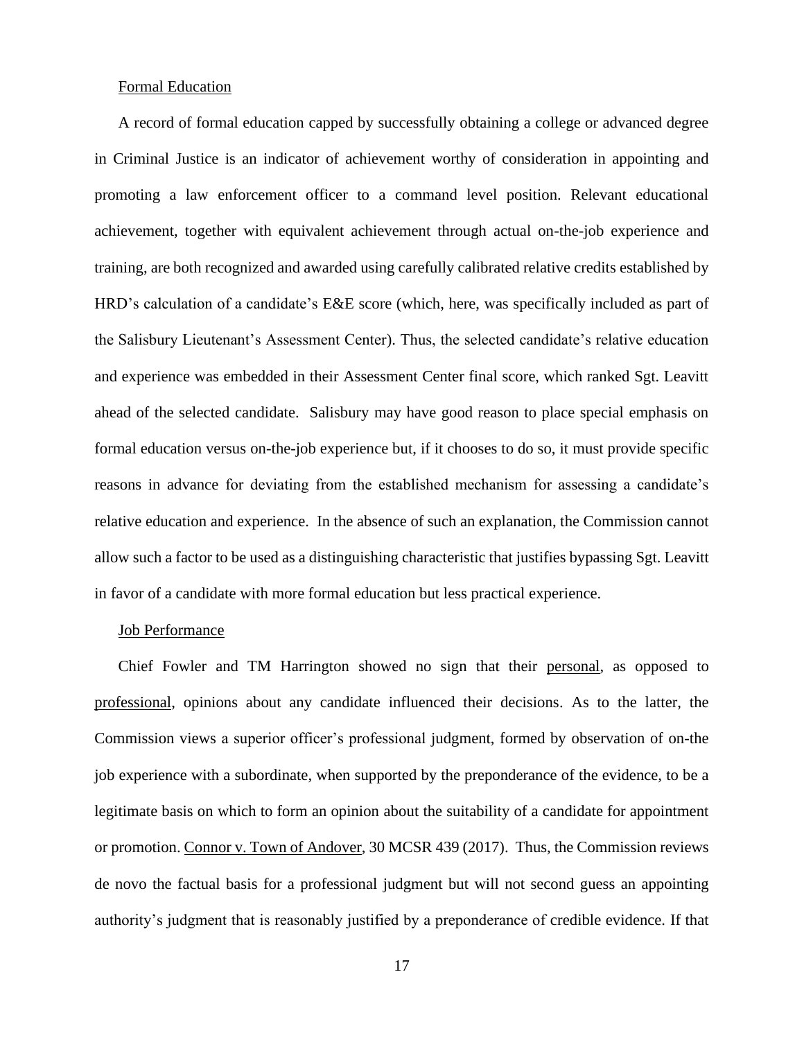<u>Formal Education</u>

A record of formal education capped by successfully obtaining a college or advanced degree in Criminal Justice is an indicator of achievement worthy of consideration in appointing and promoting a law enforcement officer to a command level position. Relevant educational achievement, together with equivalent achievement through actual on-the-job experience and training, are both recognized and awarded using carefully calibrated relative credits established by HRD's calculation of a candidate's E&E score (which, here, was specifically included as part of the Salisbury Lieutenant's Assessment Center). Thus, the selected candidate's relative education and experience was embedded in their Assessment Center final score, which ranked Sgt. Leavitt ahead of the selected candidate. Salisbury may have good reason to place special emphasis on formal education versus on-the-job experience but, if it chooses to do so, it must provide specific reasons in advance for deviating from the established mechanism for assessing a candidate's relative education and experience. In the absence of such an explanation, the Commission cannot allow such a factor to be used as a distinguishing characteristic that justifies bypassing Sgt. Leavitt in favor of a candidate with more formal education but less practical experience.

<u>Job Performance</u>

Chief Fowler and TM Harrington showed no sign that their <u>personal</u>, as opposed to <u>professional</u>, opinions about any candidate influenced their decisions. As to the latter, the Commission views a superior officer's professional judgment, formed by observation of on-the job experience with a subordinate, when supported by the preponderance of the evidence, to be a legitimate basis on which to form an opinion about the suitability of a candidate for appointment or promotion. <u>Connor v. Town of Andover</u>, 30 MCSR 439 (2017). Thus, the Commission reviews de novo the factual basis for a professional judgment but will not second guess an appointing authority's judgment that is reasonably justified by a preponderance of credible evidence. If that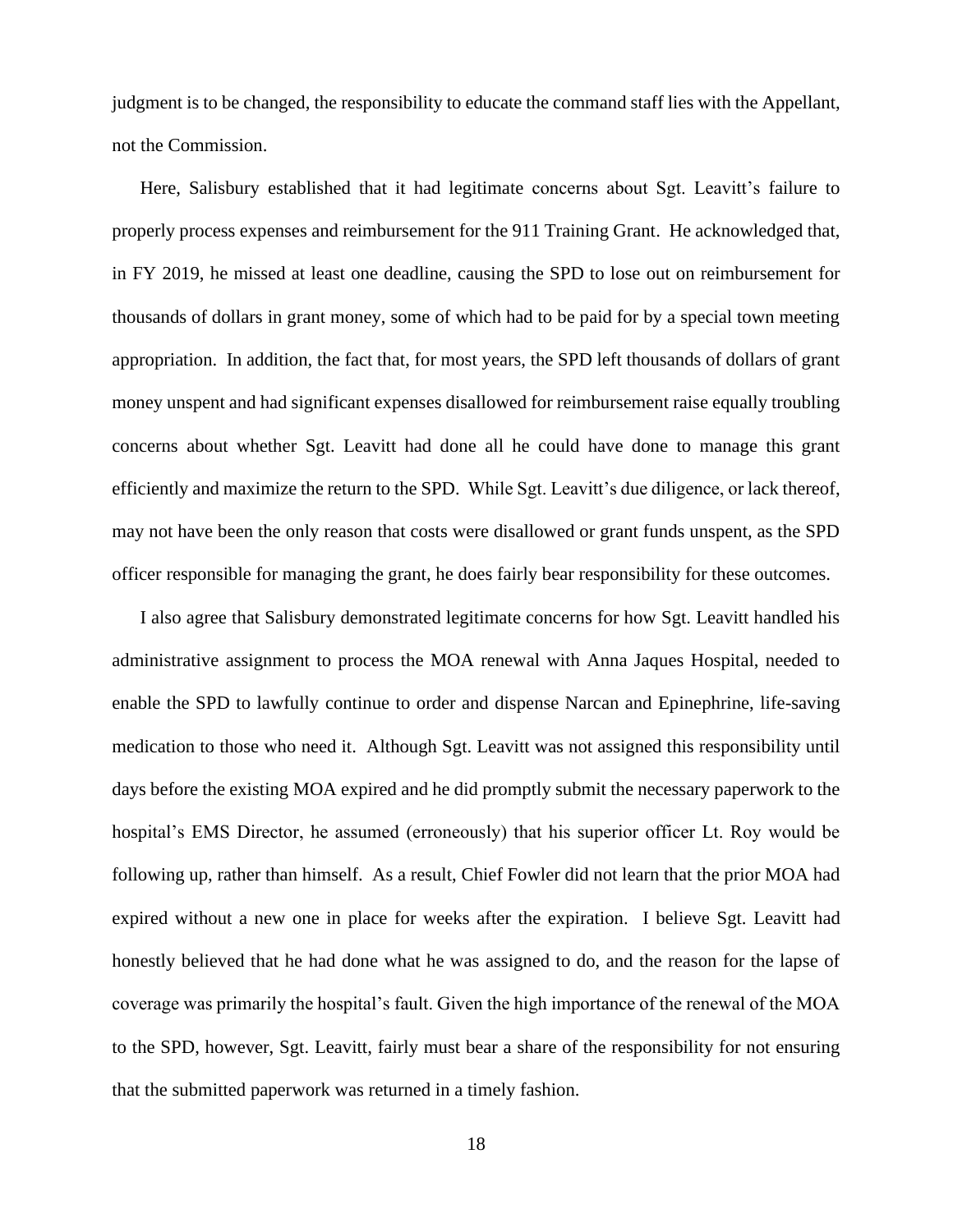judgment is to be changed, the responsibility to educate the command staff lies with the Appellant, not the Commission.

Here, Salisbury established that it had legitimate concerns about Sgt. Leavitt's failure to properly process expenses and reimbursement for the 911 Training Grant. He acknowledged that, in FY 2019, he missed at least one deadline, causing the SPD to lose out on reimbursement for thousands of dollars in grant money, some of which had to be paid for by a special town meeting appropriation. In addition, the fact that, for most years, the SPD left thousands of dollars of grant money unspent and had significant expenses disallowed for reimbursement raise equally troubling concerns about whether Sgt. Leavitt had done all he could have done to manage this grant efficiently and maximize the return to the SPD. While Sgt. Leavitt's due diligence, or lack thereof, may not have been the only reason that costs were disallowed or grant funds unspent, as the SPD officer responsible for managing the grant, he does fairly bear responsibility for these outcomes.

I also agree that Salisbury demonstrated legitimate concerns for how Sgt. Leavitt handled his administrative assignment to process the MOA renewal with Anna Jaques Hospital, needed to enable the SPD to lawfully continue to order and dispense Narcan and Epinephrine, life-saving medication to those who need it. Although Sgt. Leavitt was not assigned this responsibility until days before the existing MOA expired and he did promptly submit the necessary paperwork to the hospital's EMS Director, he assumed (erroneously) that his superior officer Lt. Roy would be following up, rather than himself. As a result, Chief Fowler did not learn that the prior MOA had expired without a new one in place for weeks after the expiration. I believe Sgt. Leavitt had honestly believed that he had done what he was assigned to do, and the reason for the lapse of coverage was primarily the hospital's fault. Given the high importance of the renewal of the MOA to the SPD, however, Sgt. Leavitt, fairly must bear a share of the responsibility for not ensuring that the submitted paperwork was returned in a timely fashion.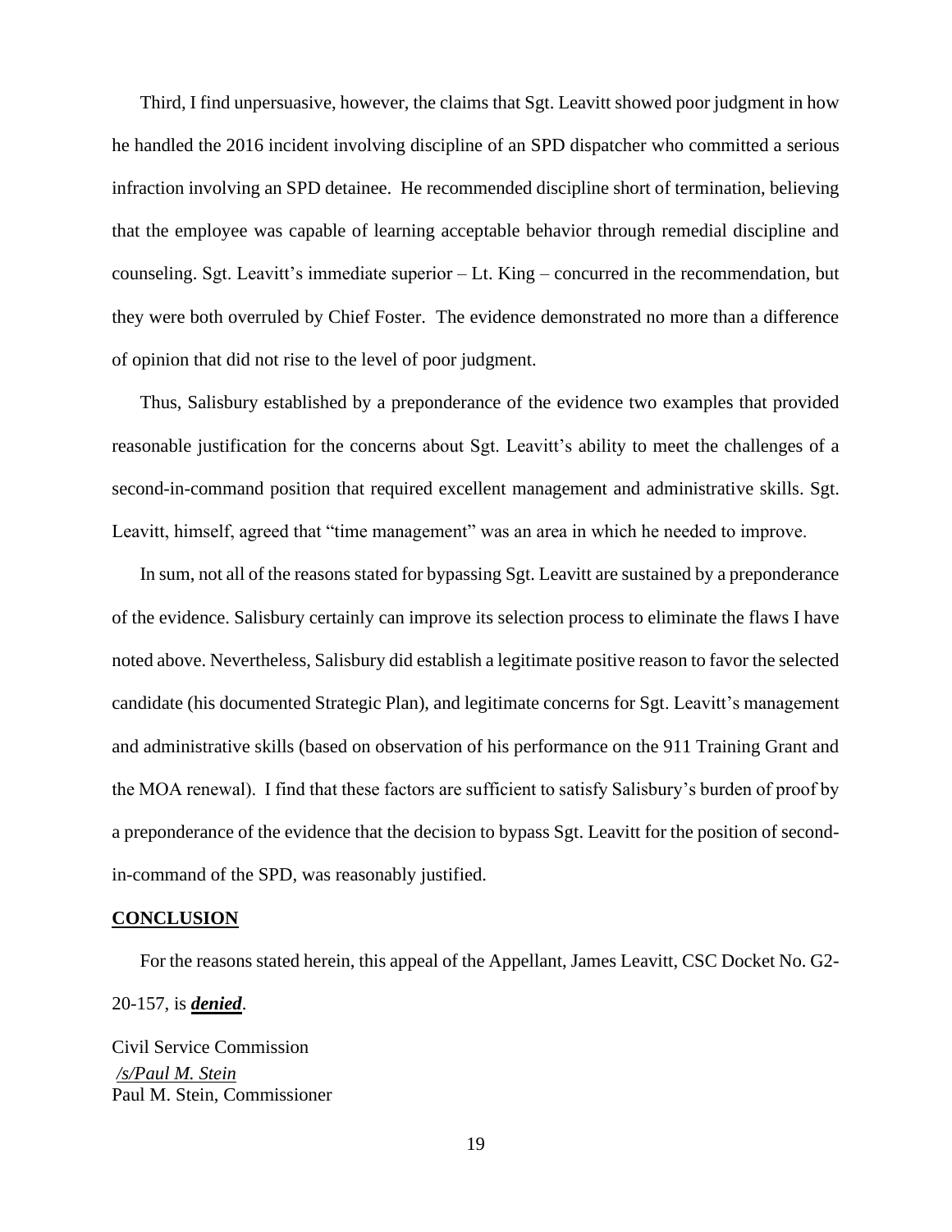Third, I find unpersuasive, however, the claims that Sgt. Leavitt showed poor judgment in how he handled the 2016 incident involving discipline of an SPD dispatcher who committed a serious infraction involving an SPD detainee. He recommended discipline short of termination, believing that the employee was capable of learning acceptable behavior through remedial discipline and counseling. Sgt. Leavitt's immediate superior – Lt. King – concurred in the recommendation, but they were both overruled by Chief Foster. The evidence demonstrated no more than a difference of opinion that did not rise to the level of poor judgment.

Thus, Salisbury established by a preponderance of the evidence two examples that provided reasonable justification for the concerns about Sgt. Leavitt's ability to meet the challenges of a second-in-command position that required excellent management and administrative skills. Sgt. Leavitt, himself, agreed that "time management" was an area in which he needed to improve.

In sum, not all of the reasons stated for bypassing Sgt. Leavitt are sustained by a preponderance of the evidence. Salisbury certainly can improve its selection process to eliminate the flaws I have noted above. Nevertheless, Salisbury did establish a legitimate positive reason to favor the selected candidate (his documented Strategic Plan), and legitimate concerns for Sgt. Leavitt's management and administrative skills (based on observation of his performance on the 911 Training Grant and the MOA renewal). I find that these factors are sufficient to satisfy Salisbury's burden of proof by a preponderance of the evidence that the decision to bypass Sgt. Leavitt for the position of second-in-command of the SPD, was reasonably justified.

## CONCLUSION

For the reasons stated herein, this appeal of the Appellant, James Leavitt, CSC Docket No. G2-20-157, is ***denied***.

Civil Service Commission
*/s/Paul M. Stein*
Paul M. Stein, Commissioner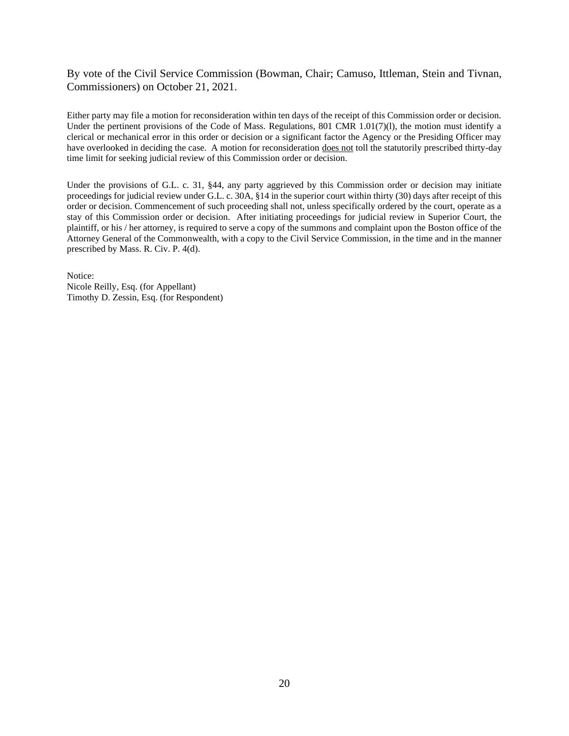By vote of the Civil Service Commission (Bowman, Chair; Camuso, Ittleman, Stein and Tivnan, Commissioners) on October 21, 2021.

Either party may file a motion for reconsideration within ten days of the receipt of this Commission order or decision. Under the pertinent provisions of the Code of Mass. Regulations, 801 CMR 1.01(7)(l), the motion must identify a clerical or mechanical error in this order or decision or a significant factor the Agency or the Presiding Officer may have overlooked in deciding the case. A motion for reconsideration does not toll the statutorily prescribed thirty-day time limit for seeking judicial review of this Commission order or decision.

Under the provisions of G.L. c. 31, §44, any party aggrieved by this Commission order or decision may initiate proceedings for judicial review under G.L. c. 30A, §14 in the superior court within thirty (30) days after receipt of this order or decision. Commencement of such proceeding shall not, unless specifically ordered by the court, operate as a stay of this Commission order or decision. After initiating proceedings for judicial review in Superior Court, the plaintiff, or his / her attorney, is required to serve a copy of the summons and complaint upon the Boston office of the Attorney General of the Commonwealth, with a copy to the Civil Service Commission, in the time and in the manner prescribed by Mass. R. Civ. P. 4(d).

Notice:
Nicole Reilly, Esq. (for Appellant)
Timothy D. Zessin, Esq. (for Respondent)